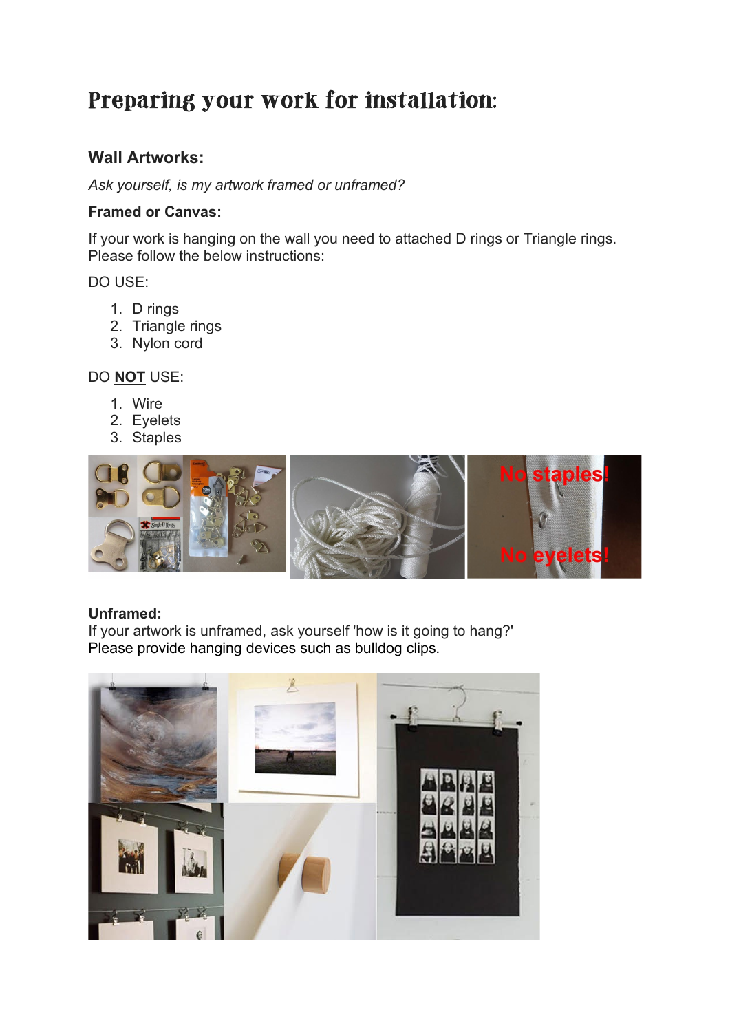# Preparing your work for installation:

## Wall Artworks:

*Ask yourself, is my artwork framed or unframed?*

### Framed or Canvas:

If your work is hanging on the wall you need to attached D rings or Triangle rings. Please follow the below instructions:

DO USE:

1. D rings
2. Triangle rings
3. Nylon cord

DO **<u>NOT</u>** USE:

1. Wire
2. Eyelets
3. Staples

### Unframed:

If your artwork is unframed, ask yourself 'how is it going to hang?'
Please provide hanging devices such as bulldog clips.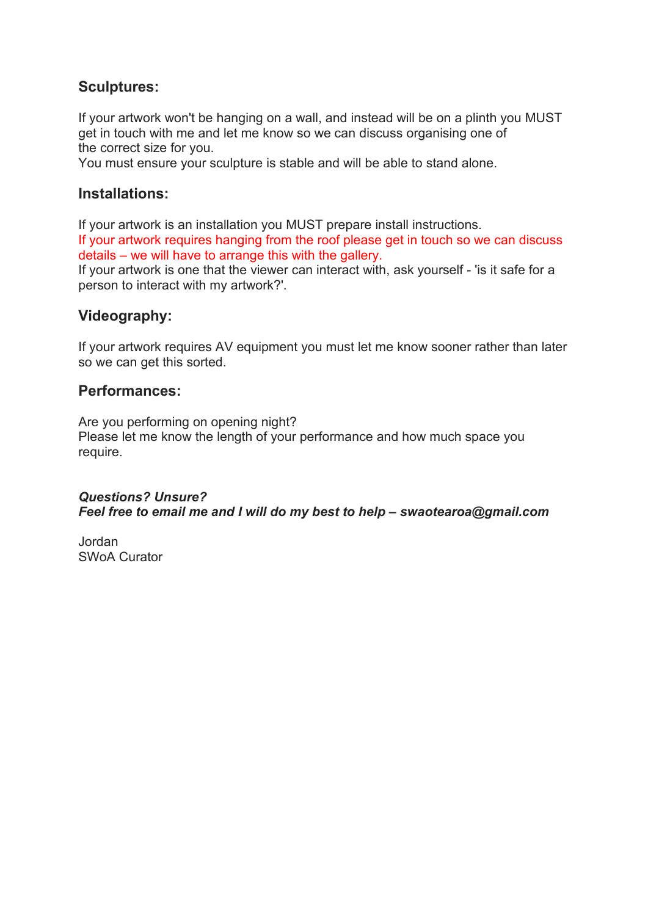## Sculptures:

If your artwork won't be hanging on a wall, and instead will be on a plinth you MUST get in touch with me and let me know so we can discuss organising one of the correct size for you.
You must ensure your sculpture is stable and will be able to stand alone.

## Installations:

If your artwork is an installation you MUST prepare install instructions.
If your artwork requires hanging from the roof please get in touch so we can discuss details – we will have to arrange this with the gallery.
If your artwork is one that the viewer can interact with, ask yourself - 'is it safe for a person to interact with my artwork?'.

## Videography:

If your artwork requires AV equipment you must let me know sooner rather than later so we can get this sorted.

## Performances:

Are you performing on opening night?
Please let me know the length of your performance and how much space you require.

***Questions? Unsure?***
***Feel free to email me and I will do my best to help – swaotearoa@gmail.com***

Jordan
SWoA Curator